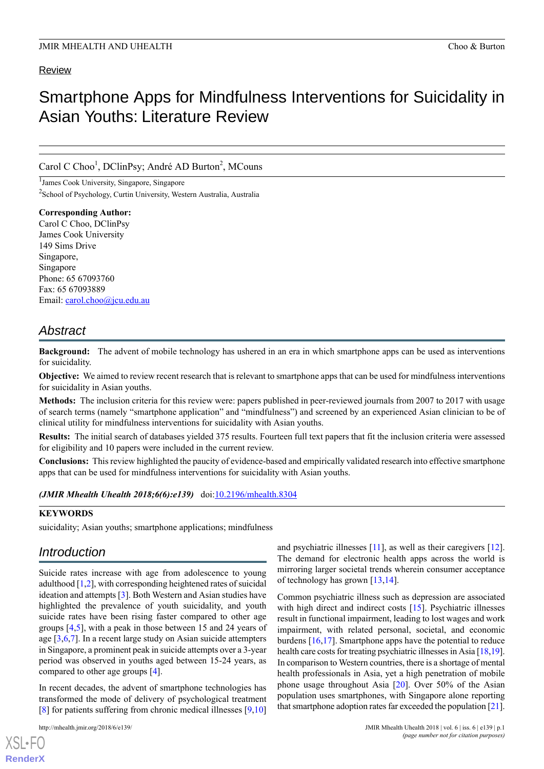Review

# Smartphone Apps for Mindfulness Interventions for Suicidality in Asian Youths: Literature Review

Carol C Choo[1], DClinPsy; André AD Burton[2], MCouns

[1]James Cook University, Singapore, Singapore

[2]School of Psychology, Curtin University, Western Australia, Australia

**Corresponding Author:**
Carol C Choo, DClinPsy
James Cook University
149 Sims Drive
Singapore,
Singapore
Phone: 65 67093760
Fax: 65 67093889
Email: carol.choo@jcu.edu.au

## Abstract

**Background:** The advent of mobile technology has ushered in an era in which smartphone apps can be used as interventions for suicidality.

**Objective:** We aimed to review recent research that is relevant to smartphone apps that can be used for mindfulness interventions for suicidality in Asian youths.

**Methods:** The inclusion criteria for this review were: papers published in peer-reviewed journals from 2007 to 2017 with usage of search terms (namely "smartphone application" and "mindfulness") and screened by an experienced Asian clinician to be of clinical utility for mindfulness interventions for suicidality with Asian youths.

**Results:** The initial search of databases yielded 375 results. Fourteen full text papers that fit the inclusion criteria were assessed for eligibility and 10 papers were included in the current review.

**Conclusions:** This review highlighted the paucity of evidence-based and empirically validated research into effective smartphone apps that can be used for mindfulness interventions for suicidality with Asian youths.

***(JMIR Mhealth Uhealth 2018;6(6):e139)*** doi:10.2196/mhealth.8304

**KEYWORDS**

suicidality; Asian youths; smartphone applications; mindfulness

## Introduction

Suicide rates increase with age from adolescence to young adulthood [1,2], with corresponding heightened rates of suicidal ideation and attempts [3]. Both Western and Asian studies have highlighted the prevalence of youth suicidality, and youth suicide rates have been rising faster compared to other age groups [4,5], with a peak in those between 15 and 24 years of age [3,6,7]. In a recent large study on Asian suicide attempters in Singapore, a prominent peak in suicide attempts over a 3-year period was observed in youths aged between 15-24 years, as compared to other age groups [4].

In recent decades, the advent of smartphone technologies has transformed the mode of delivery of psychological treatment [8] for patients suffering from chronic medical illnesses [9,10] and psychiatric illnesses [11], as well as their caregivers [12]. The demand for electronic health apps across the world is mirroring larger societal trends wherein consumer acceptance of technology has grown [13,14].

Common psychiatric illness such as depression are associated with high direct and indirect costs [15]. Psychiatric illnesses result in functional impairment, leading to lost wages and work impairment, with related personal, societal, and economic burdens [16,17]. Smartphone apps have the potential to reduce health care costs for treating psychiatric illnesses in Asia [18,19]. In comparison to Western countries, there is a shortage of mental health professionals in Asia, yet a high penetration of mobile phone usage throughout Asia [20]. Over 50% of the Asian population uses smartphones, with Singapore alone reporting that smartphone adoption rates far exceeded the population [21].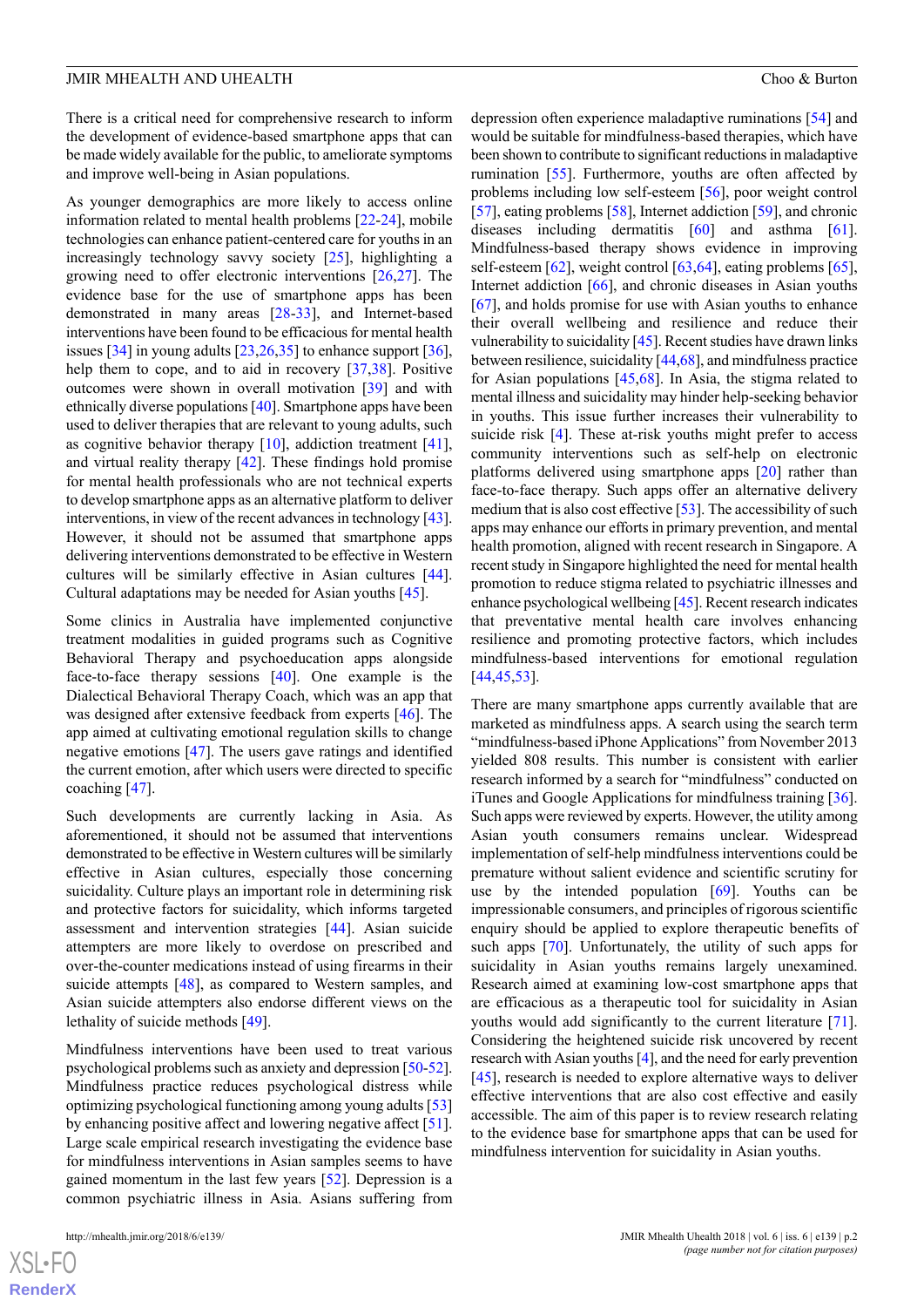There is a critical need for comprehensive research to inform the development of evidence-based smartphone apps that can be made widely available for the public, to ameliorate symptoms and improve well-being in Asian populations.

As younger demographics are more likely to access online information related to mental health problems [22-24], mobile technologies can enhance patient-centered care for youths in an increasingly technology savvy society [25], highlighting a growing need to offer electronic interventions [26,27]. The evidence base for the use of smartphone apps has been demonstrated in many areas [28-33], and Internet-based interventions have been found to be efficacious for mental health issues [34] in young adults [23,26,35] to enhance support [36], help them to cope, and to aid in recovery [37,38]. Positive outcomes were shown in overall motivation [39] and with ethnically diverse populations [40]. Smartphone apps have been used to deliver therapies that are relevant to young adults, such as cognitive behavior therapy [10], addiction treatment [41], and virtual reality therapy [42]. These findings hold promise for mental health professionals who are not technical experts to develop smartphone apps as an alternative platform to deliver interventions, in view of the recent advances in technology [43]. However, it should not be assumed that smartphone apps delivering interventions demonstrated to be effective in Western cultures will be similarly effective in Asian cultures [44]. Cultural adaptations may be needed for Asian youths [45].

Some clinics in Australia have implemented conjunctive treatment modalities in guided programs such as Cognitive Behavioral Therapy and psychoeducation apps alongside face-to-face therapy sessions [40]. One example is the Dialectical Behavioral Therapy Coach, which was an app that was designed after extensive feedback from experts [46]. The app aimed at cultivating emotional regulation skills to change negative emotions [47]. The users gave ratings and identified the current emotion, after which users were directed to specific coaching [47].

Such developments are currently lacking in Asia. As aforementioned, it should not be assumed that interventions demonstrated to be effective in Western cultures will be similarly effective in Asian cultures, especially those concerning suicidality. Culture plays an important role in determining risk and protective factors for suicidality, which informs targeted assessment and intervention strategies [44]. Asian suicide attempters are more likely to overdose on prescribed and over-the-counter medications instead of using firearms in their suicide attempts [48], as compared to Western samples, and Asian suicide attempters also endorse different views on the lethality of suicide methods [49].

Mindfulness interventions have been used to treat various psychological problems such as anxiety and depression [50-52]. Mindfulness practice reduces psychological distress while optimizing psychological functioning among young adults [53] by enhancing positive affect and lowering negative affect [51]. Large scale empirical research investigating the evidence base for mindfulness interventions in Asian samples seems to have gained momentum in the last few years [52]. Depression is a common psychiatric illness in Asia. Asians suffering from depression often experience maladaptive ruminations [54] and would be suitable for mindfulness-based therapies, which have been shown to contribute to significant reductions in maladaptive rumination [55]. Furthermore, youths are often affected by problems including low self-esteem [56], poor weight control [57], eating problems [58], Internet addiction [59], and chronic diseases including dermatitis [60] and asthma [61]. Mindfulness-based therapy shows evidence in improving self-esteem [62], weight control [63,64], eating problems [65], Internet addiction [66], and chronic diseases in Asian youths [67], and holds promise for use with Asian youths to enhance their overall wellbeing and resilience and reduce their vulnerability to suicidality [45]. Recent studies have drawn links between resilience, suicidality [44,68], and mindfulness practice for Asian populations [45,68]. In Asia, the stigma related to mental illness and suicidality may hinder help-seeking behavior in youths. This issue further increases their vulnerability to suicide risk [4]. These at-risk youths might prefer to access community interventions such as self-help on electronic platforms delivered using smartphone apps [20] rather than face-to-face therapy. Such apps offer an alternative delivery medium that is also cost effective [53]. The accessibility of such apps may enhance our efforts in primary prevention, and mental health promotion, aligned with recent research in Singapore. A recent study in Singapore highlighted the need for mental health promotion to reduce stigma related to psychiatric illnesses and enhance psychological wellbeing [45]. Recent research indicates that preventative mental health care involves enhancing resilience and promoting protective factors, which includes mindfulness-based interventions for emotional regulation [44,45,53].

There are many smartphone apps currently available that are marketed as mindfulness apps. A search using the search term "mindfulness-based iPhone Applications" from November 2013 yielded 808 results. This number is consistent with earlier research informed by a search for "mindfulness" conducted on iTunes and Google Applications for mindfulness training [36]. Such apps were reviewed by experts. However, the utility among Asian youth consumers remains unclear. Widespread implementation of self-help mindfulness interventions could be premature without salient evidence and scientific scrutiny for use by the intended population [69]. Youths can be impressionable consumers, and principles of rigorous scientific enquiry should be applied to explore therapeutic benefits of such apps [70]. Unfortunately, the utility of such apps for suicidality in Asian youths remains largely unexamined. Research aimed at examining low-cost smartphone apps that are efficacious as a therapeutic tool for suicidality in Asian youths would add significantly to the current literature [71]. Considering the heightened suicide risk uncovered by recent research with Asian youths [4], and the need for early prevention [45], research is needed to explore alternative ways to deliver effective interventions that are also cost effective and easily accessible. The aim of this paper is to review research relating to the evidence base for smartphone apps that can be used for mindfulness intervention for suicidality in Asian youths.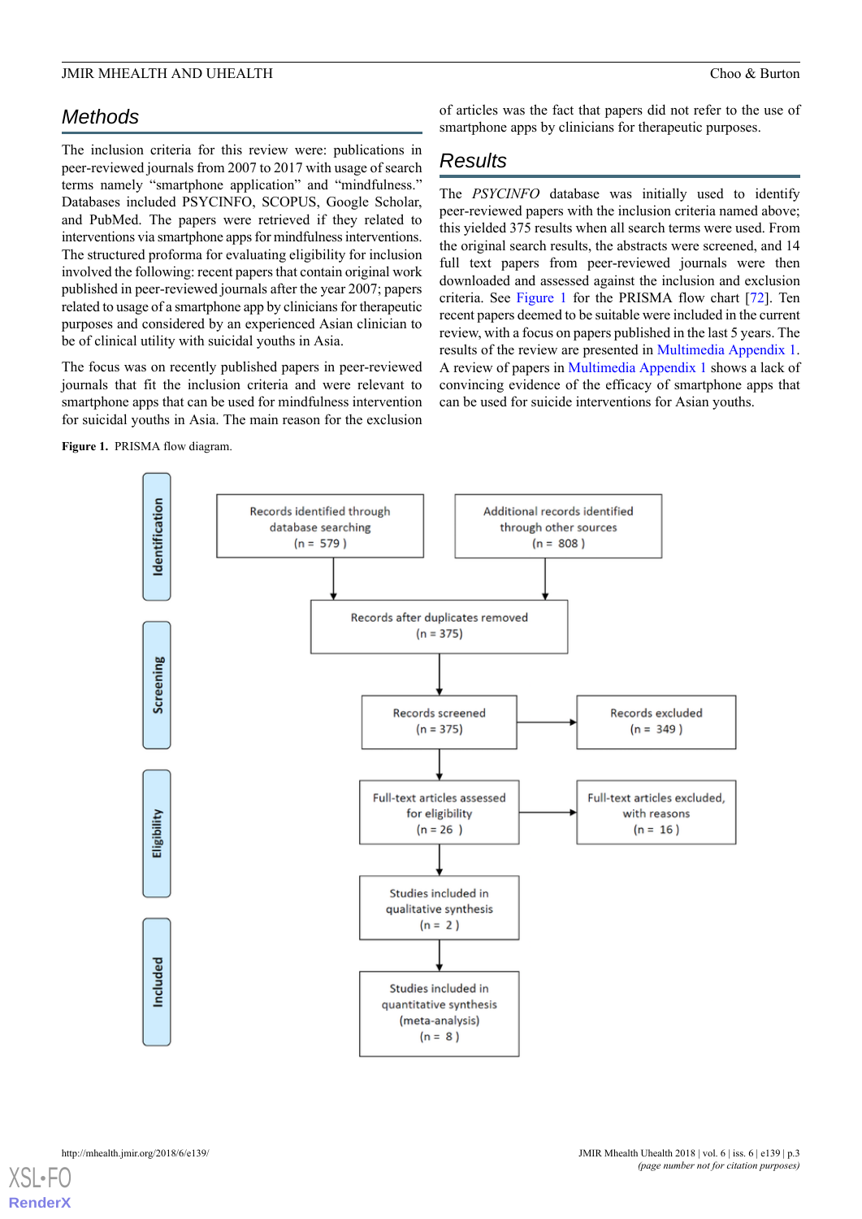## Methods

The inclusion criteria for this review were: publications in peer-reviewed journals from 2007 to 2017 with usage of search terms namely "smartphone application" and "mindfulness." Databases included PSYCINFO, SCOPUS, Google Scholar, and PubMed. The papers were retrieved if they related to interventions via smartphone apps for mindfulness interventions. The structured proforma for evaluating eligibility for inclusion involved the following: recent papers that contain original work published in peer-reviewed journals after the year 2007; papers related to usage of a smartphone app by clinicians for therapeutic purposes and considered by an experienced Asian clinician to be of clinical utility with suicidal youths in Asia.

The focus was on recently published papers in peer-reviewed journals that fit the inclusion criteria and were relevant to smartphone apps that can be used for mindfulness intervention for suicidal youths in Asia. The main reason for the exclusion of articles was the fact that papers did not refer to the use of smartphone apps by clinicians for therapeutic purposes.

## Results

The *PSYCINFO* database was initially used to identify peer-reviewed papers with the inclusion criteria named above; this yielded 375 results when all search terms were used. From the original search results, the abstracts were screened, and 14 full text papers from peer-reviewed journals were then downloaded and assessed against the inclusion and exclusion criteria. See Figure 1 for the PRISMA flow chart [72]. Ten recent papers deemed to be suitable were included in the current review, with a focus on papers published in the last 5 years. The results of the review are presented in Multimedia Appendix 1. A review of papers in Multimedia Appendix 1 shows a lack of convincing evidence of the efficacy of smartphone apps that can be used for suicide interventions for Asian youths.

**Figure 1.** PRISMA flow diagram.

Identification:
- Records identified through database searching (n = 579)
- Additional records identified through other sources (n = 808)

Screening:
- Records after duplicates removed (n = 375)
- Records screened (n = 375)
- Records excluded (n = 349)

Eligibility:
- Full-text articles assessed for eligibility (n = 26)
- Full-text articles excluded, with reasons (n = 16)

Included:
- Studies included in qualitative synthesis (n = 2)
- Studies included in quantitative synthesis (meta-analysis) (n = 8)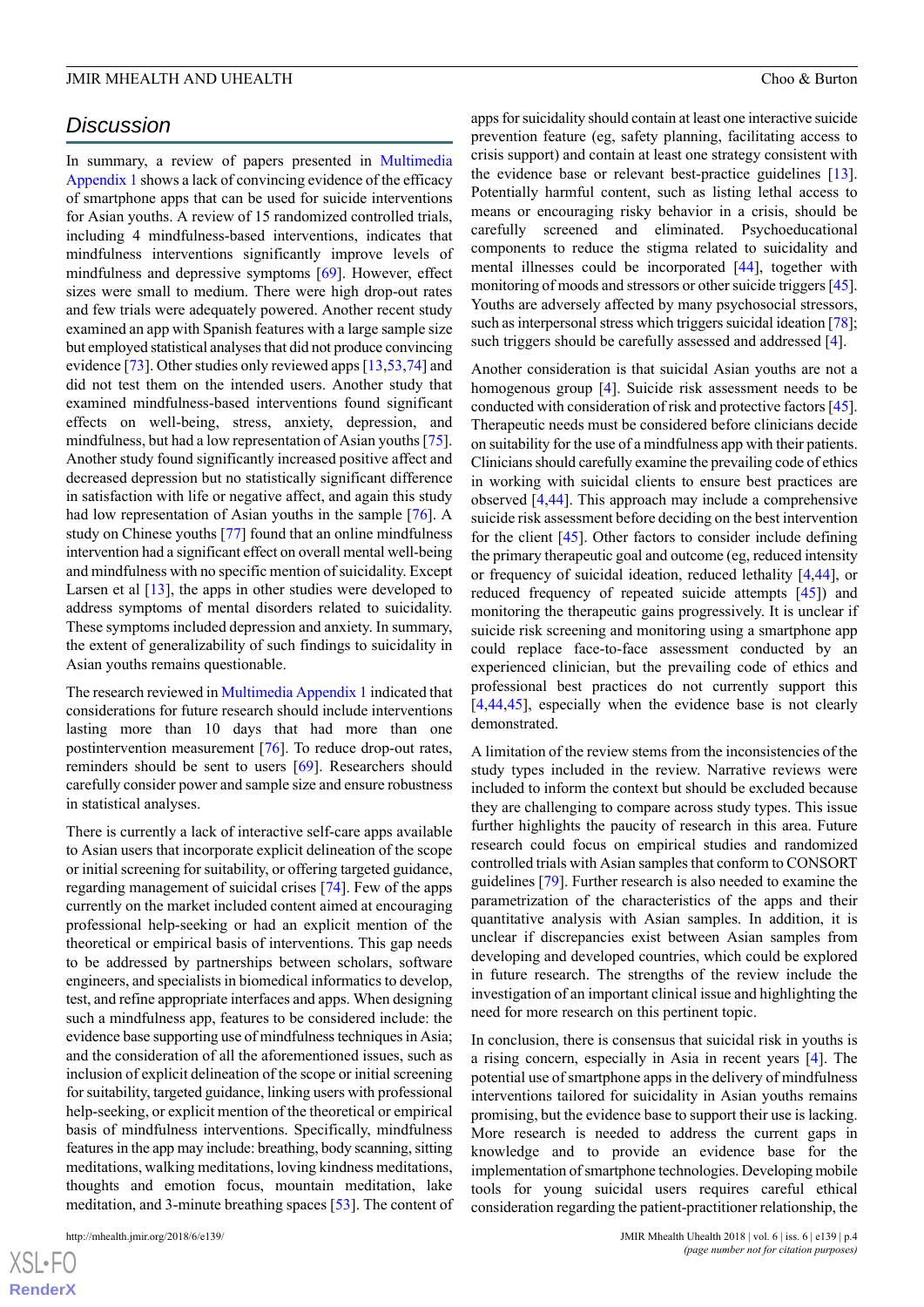## Discussion

In summary, a review of papers presented in Multimedia Appendix 1 shows a lack of convincing evidence of the efficacy of smartphone apps that can be used for suicide interventions for Asian youths. A review of 15 randomized controlled trials, including 4 mindfulness-based interventions, indicates that mindfulness interventions significantly improve levels of mindfulness and depressive symptoms [69]. However, effect sizes were small to medium. There were high drop-out rates and few trials were adequately powered. Another recent study examined an app with Spanish features with a large sample size but employed statistical analyses that did not produce convincing evidence [73]. Other studies only reviewed apps [13,53,74] and did not test them on the intended users. Another study that examined mindfulness-based interventions found significant effects on well-being, stress, anxiety, depression, and mindfulness, but had a low representation of Asian youths [75]. Another study found significantly increased positive affect and decreased depression but no statistically significant difference in satisfaction with life or negative affect, and again this study had low representation of Asian youths in the sample [76]. A study on Chinese youths [77] found that an online mindfulness intervention had a significant effect on overall mental well-being and mindfulness with no specific mention of suicidality. Except Larsen et al [13], the apps in other studies were developed to address symptoms of mental disorders related to suicidality. These symptoms included depression and anxiety. In summary, the extent of generalizability of such findings to suicidality in Asian youths remains questionable.

The research reviewed in Multimedia Appendix 1 indicated that considerations for future research should include interventions lasting more than 10 days that had more than one postintervention measurement [76]. To reduce drop-out rates, reminders should be sent to users [69]. Researchers should carefully consider power and sample size and ensure robustness in statistical analyses.

There is currently a lack of interactive self-care apps available to Asian users that incorporate explicit delineation of the scope or initial screening for suitability, or offering targeted guidance, regarding management of suicidal crises [74]. Few of the apps currently on the market included content aimed at encouraging professional help-seeking or had an explicit mention of the theoretical or empirical basis of interventions. This gap needs to be addressed by partnerships between scholars, software engineers, and specialists in biomedical informatics to develop, test, and refine appropriate interfaces and apps. When designing such a mindfulness app, features to be considered include: the evidence base supporting use of mindfulness techniques in Asia; and the consideration of all the aforementioned issues, such as inclusion of explicit delineation of the scope or initial screening for suitability, targeted guidance, linking users with professional help-seeking, or explicit mention of the theoretical or empirical basis of mindfulness interventions. Specifically, mindfulness features in the app may include: breathing, body scanning, sitting meditations, walking meditations, loving kindness meditations, thoughts and emotion focus, mountain meditation, lake meditation, and 3-minute breathing spaces [53]. The content of apps for suicidality should contain at least one interactive suicide prevention feature (eg, safety planning, facilitating access to crisis support) and contain at least one strategy consistent with the evidence base or relevant best-practice guidelines [13]. Potentially harmful content, such as listing lethal access to means or encouraging risky behavior in a crisis, should be carefully screened and eliminated. Psychoeducational components to reduce the stigma related to suicidality and mental illnesses could be incorporated [44], together with monitoring of moods and stressors or other suicide triggers [45]. Youths are adversely affected by many psychosocial stressors, such as interpersonal stress which triggers suicidal ideation [78]; such triggers should be carefully assessed and addressed [4].

Another consideration is that suicidal Asian youths are not a homogenous group [4]. Suicide risk assessment needs to be conducted with consideration of risk and protective factors [45]. Therapeutic needs must be considered before clinicians decide on suitability for the use of a mindfulness app with their patients. Clinicians should carefully examine the prevailing code of ethics in working with suicidal clients to ensure best practices are observed [4,44]. This approach may include a comprehensive suicide risk assessment before deciding on the best intervention for the client [45]. Other factors to consider include defining the primary therapeutic goal and outcome (eg, reduced intensity or frequency of suicidal ideation, reduced lethality [4,44], or reduced frequency of repeated suicide attempts [45]) and monitoring the therapeutic gains progressively. It is unclear if suicide risk screening and monitoring using a smartphone app could replace face-to-face assessment conducted by an experienced clinician, but the prevailing code of ethics and professional best practices do not currently support this [4,44,45], especially when the evidence base is not clearly demonstrated.

A limitation of the review stems from the inconsistencies of the study types included in the review. Narrative reviews were included to inform the context but should be excluded because they are challenging to compare across study types. This issue further highlights the paucity of research in this area. Future research could focus on empirical studies and randomized controlled trials with Asian samples that conform to CONSORT guidelines [79]. Further research is also needed to examine the parametrization of the characteristics of the apps and their quantitative analysis with Asian samples. In addition, it is unclear if discrepancies exist between Asian samples from developing and developed countries, which could be explored in future research. The strengths of the review include the investigation of an important clinical issue and highlighting the need for more research on this pertinent topic.

In conclusion, there is consensus that suicidal risk in youths is a rising concern, especially in Asia in recent years [4]. The potential use of smartphone apps in the delivery of mindfulness interventions tailored for suicidality in Asian youths remains promising, but the evidence base to support their use is lacking. More research is needed to address the current gaps in knowledge and to provide an evidence base for the implementation of smartphone technologies. Developing mobile tools for young suicidal users requires careful ethical consideration regarding the patient-practitioner relationship, the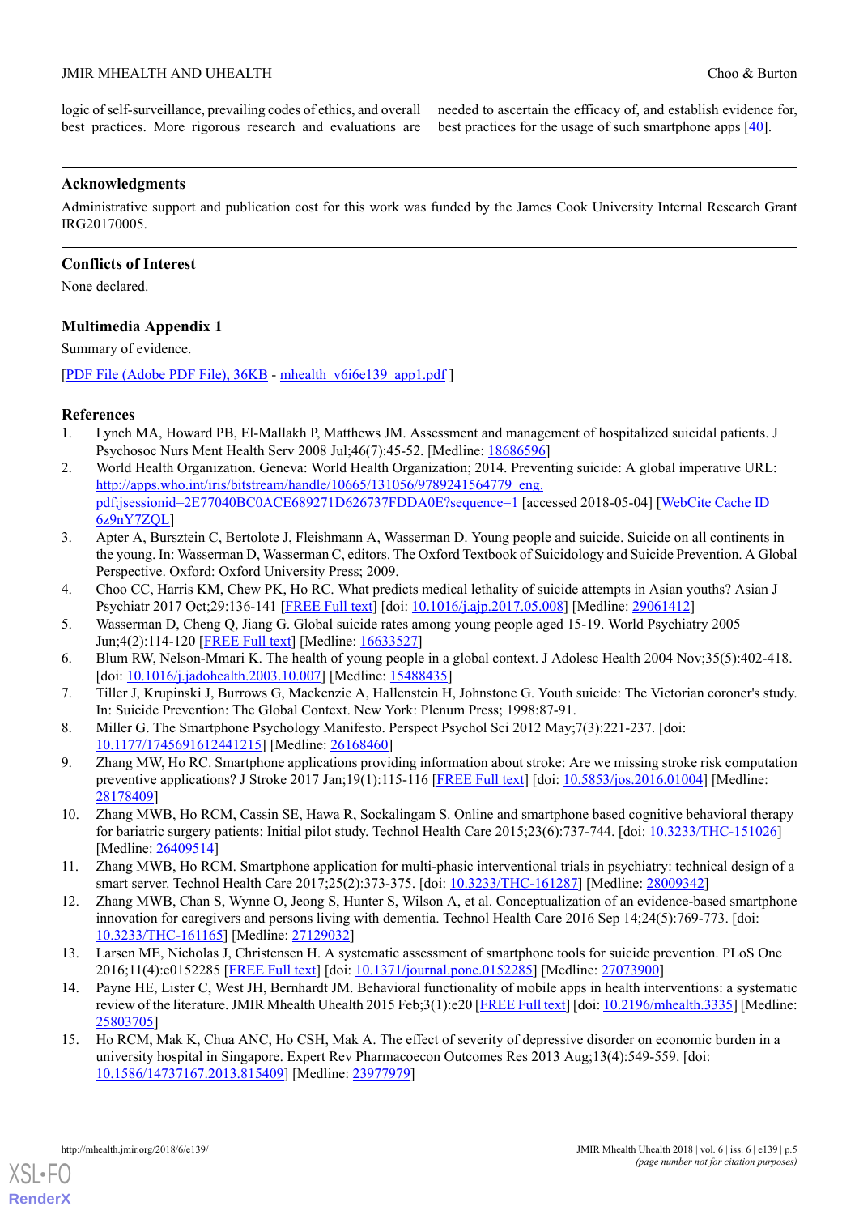logic of self-surveillance, prevailing codes of ethics, and overall best practices. More rigorous research and evaluations are needed to ascertain the efficacy of, and establish evidence for, best practices for the usage of such smartphone apps [40].

## Acknowledgments

Administrative support and publication cost for this work was funded by the James Cook University Internal Research Grant IRG20170005.

## Conflicts of Interest

None declared.

## Multimedia Appendix 1

Summary of evidence.

[PDF File (Adobe PDF File), 36KB - mhealth_v6i6e139_app1.pdf ]

## References

1. Lynch MA, Howard PB, El-Mallakh P, Matthews JM. Assessment and management of hospitalized suicidal patients. J Psychosoc Nurs Ment Health Serv 2008 Jul;46(7):45-52. [Medline: 18686596]
2. World Health Organization. Geneva: World Health Organization; 2014. Preventing suicide: A global imperative URL: http://apps.who.int/iris/bitstream/handle/10665/131056/9789241564779_eng.pdf;jsessionid=2E77040BC0ACE689271D626737FDDA0E?sequence=1 [accessed 2018-05-04] [WebCite Cache ID 6z9nY7ZQL]
3. Apter A, Bursztein C, Bertolote J, Fleishmann A, Wasserman D. Young people and suicide. Suicide on all continents in the young. In: Wasserman D, Wasserman C, editors. The Oxford Textbook of Suicidology and Suicide Prevention. A Global Perspective. Oxford: Oxford University Press; 2009.
4. Choo CC, Harris KM, Chew PK, Ho RC. What predicts medical lethality of suicide attempts in Asian youths? Asian J Psychiatr 2017 Oct;29:136-141 [FREE Full text] [doi: 10.1016/j.ajp.2017.05.008] [Medline: 29061412]
5. Wasserman D, Cheng Q, Jiang G. Global suicide rates among young people aged 15-19. World Psychiatry 2005 Jun;4(2):114-120 [FREE Full text] [Medline: 16633527]
6. Blum RW, Nelson-Mmari K. The health of young people in a global context. J Adolesc Health 2004 Nov;35(5):402-418. [doi: 10.1016/j.jadohealth.2003.10.007] [Medline: 15488435]
7. Tiller J, Krupinski J, Burrows G, Mackenzie A, Hallenstein H, Johnstone G. Youth suicide: The Victorian coroner's study. In: Suicide Prevention: The Global Context. New York: Plenum Press; 1998:87-91.
8. Miller G. The Smartphone Psychology Manifesto. Perspect Psychol Sci 2012 May;7(3):221-237. [doi: 10.1177/1745691612441215] [Medline: 26168460]
9. Zhang MW, Ho RC. Smartphone applications providing information about stroke: Are we missing stroke risk computation preventive applications? J Stroke 2017 Jan;19(1):115-116 [FREE Full text] [doi: 10.5853/jos.2016.01004] [Medline: 28178409]
10. Zhang MWB, Ho RCM, Cassin SE, Hawa R, Sockalingam S. Online and smartphone based cognitive behavioral therapy for bariatric surgery patients: Initial pilot study. Technol Health Care 2015;23(6):737-744. [doi: 10.3233/THC-151026] [Medline: 26409514]
11. Zhang MWB, Ho RCM. Smartphone application for multi-phasic interventional trials in psychiatry: technical design of a smart server. Technol Health Care 2017;25(2):373-375. [doi: 10.3233/THC-161287] [Medline: 28009342]
12. Zhang MWB, Chan S, Wynne O, Jeong S, Hunter S, Wilson A, et al. Conceptualization of an evidence-based smartphone innovation for caregivers and persons living with dementia. Technol Health Care 2016 Sep 14;24(5):769-773. [doi: 10.3233/THC-161165] [Medline: 27129032]
13. Larsen ME, Nicholas J, Christensen H. A systematic assessment of smartphone tools for suicide prevention. PLoS One 2016;11(4):e0152285 [FREE Full text] [doi: 10.1371/journal.pone.0152285] [Medline: 27073900]
14. Payne HE, Lister C, West JH, Bernhardt JM. Behavioral functionality of mobile apps in health interventions: a systematic review of the literature. JMIR Mhealth Uhealth 2015 Feb;3(1):e20 [FREE Full text] [doi: 10.2196/mhealth.3335] [Medline: 25803705]
15. Ho RCM, Mak K, Chua ANC, Ho CSH, Mak A. The effect of severity of depressive disorder on economic burden in a university hospital in Singapore. Expert Rev Pharmacoecon Outcomes Res 2013 Aug;13(4):549-559. [doi: 10.1586/14737167.2013.815409] [Medline: 23977979]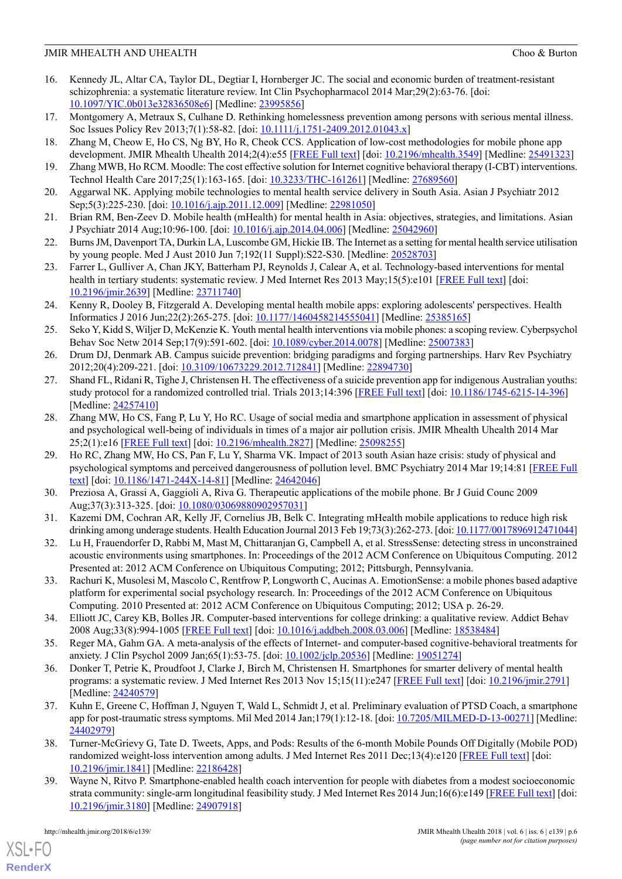16. Kennedy JL, Altar CA, Taylor DL, Degtiar I, Hornberger JC. The social and economic burden of treatment-resistant schizophrenia: a systematic literature review. Int Clin Psychopharmacol 2014 Mar;29(2):63-76. [doi: 10.1097/YIC.0b013e32836508e6] [Medline: 23995856]
17. Montgomery A, Metraux S, Culhane D. Rethinking homelessness prevention among persons with serious mental illness. Soc Issues Policy Rev 2013;7(1):58-82. [doi: 10.1111/j.1751-2409.2012.01043.x]
18. Zhang M, Cheow E, Ho CS, Ng BY, Ho R, Cheok CCS. Application of low-cost methodologies for mobile phone app development. JMIR Mhealth Uhealth 2014;2(4):e55 [FREE Full text] [doi: 10.2196/mhealth.3549] [Medline: 25491323]
19. Zhang MWB, Ho RCM. Moodle: The cost effective solution for Internet cognitive behavioral therapy (I-CBT) interventions. Technol Health Care 2017;25(1):163-165. [doi: 10.3233/THC-161261] [Medline: 27689560]
20. Aggarwal NK. Applying mobile technologies to mental health service delivery in South Asia. Asian J Psychiatr 2012 Sep;5(3):225-230. [doi: 10.1016/j.ajp.2011.12.009] [Medline: 22981050]
21. Brian RM, Ben-Zeev D. Mobile health (mHealth) for mental health in Asia: objectives, strategies, and limitations. Asian J Psychiatr 2014 Aug;10:96-100. [doi: 10.1016/j.ajp.2014.04.006] [Medline: 25042960]
22. Burns JM, Davenport TA, Durkin LA, Luscombe GM, Hickie IB. The Internet as a setting for mental health service utilisation by young people. Med J Aust 2010 Jun 7;192(11 Suppl):S22-S30. [Medline: 20528703]
23. Farrer L, Gulliver A, Chan JKY, Batterham PJ, Reynolds J, Calear A, et al. Technology-based interventions for mental health in tertiary students: systematic review. J Med Internet Res 2013 May;15(5):e101 [FREE Full text] [doi: 10.2196/jmir.2639] [Medline: 23711740]
24. Kenny R, Dooley B, Fitzgerald A. Developing mental health mobile apps: exploring adolescents' perspectives. Health Informatics J 2016 Jun;22(2):265-275. [doi: 10.1177/1460458214555041] [Medline: 25385165]
25. Seko Y, Kidd S, Wiljer D, McKenzie K. Youth mental health interventions via mobile phones: a scoping review. Cyberpsychol Behav Soc Netw 2014 Sep;17(9):591-602. [doi: 10.1089/cyber.2014.0078] [Medline: 25007383]
26. Drum DJ, Denmark AB. Campus suicide prevention: bridging paradigms and forging partnerships. Harv Rev Psychiatry 2012;20(4):209-221. [doi: 10.3109/10673229.2012.712841] [Medline: 22894730]
27. Shand FL, Ridani R, Tighe J, Christensen H. The effectiveness of a suicide prevention app for indigenous Australian youths: study protocol for a randomized controlled trial. Trials 2013;14:396 [FREE Full text] [doi: 10.1186/1745-6215-14-396] [Medline: 24257410]
28. Zhang MW, Ho CS, Fang P, Lu Y, Ho RC. Usage of social media and smartphone application in assessment of physical and psychological well-being of individuals in times of a major air pollution crisis. JMIR Mhealth Uhealth 2014 Mar 25;2(1):e16 [FREE Full text] [doi: 10.2196/mhealth.2827] [Medline: 25098255]
29. Ho RC, Zhang MW, Ho CS, Pan F, Lu Y, Sharma VK. Impact of 2013 south Asian haze crisis: study of physical and psychological symptoms and perceived dangerousness of pollution level. BMC Psychiatry 2014 Mar 19;14:81 [FREE Full text] [doi: 10.1186/1471-244X-14-81] [Medline: 24642046]
30. Preziosa A, Grassi A, Gaggioli A, Riva G. Therapeutic applications of the mobile phone. Br J Guid Counc 2009 Aug;37(3):313-325. [doi: 10.1080/03069880902957031]
31. Kazemi DM, Cochran AR, Kelly JF, Cornelius JB, Belk C. Integrating mHealth mobile applications to reduce high risk drinking among underage students. Health Education Journal 2013 Feb 19;73(3):262-273. [doi: 10.1177/0017896912471044]
32. Lu H, Frauendorfer D, Rabbi M, Mast M, Chittaranjan G, Campbell A, et al. StressSense: detecting stress in unconstrained acoustic environments using smartphones. In: Proceedings of the 2012 ACM Conference on Ubiquitous Computing. 2012 Presented at: 2012 ACM Conference on Ubiquitous Computing; 2012; Pittsburgh, Pennsylvania.
33. Rachuri K, Musolesi M, Mascolo C, Rentfrow P, Longworth C, Aucinas A. EmotionSense: a mobile phones based adaptive platform for experimental social psychology research. In: Proceedings of the 2012 ACM Conference on Ubiquitous Computing. 2010 Presented at: 2012 ACM Conference on Ubiquitous Computing; 2012; USA p. 26-29.
34. Elliott JC, Carey KB, Bolles JR. Computer-based interventions for college drinking: a qualitative review. Addict Behav 2008 Aug;33(8):994-1005 [FREE Full text] [doi: 10.1016/j.addbeh.2008.03.006] [Medline: 18538484]
35. Reger MA, Gahm GA. A meta-analysis of the effects of Internet- and computer-based cognitive-behavioral treatments for anxiety. J Clin Psychol 2009 Jan;65(1):53-75. [doi: 10.1002/jclp.20536] [Medline: 19051274]
36. Donker T, Petrie K, Proudfoot J, Clarke J, Birch M, Christensen H. Smartphones for smarter delivery of mental health programs: a systematic review. J Med Internet Res 2013 Nov 15;15(11):e247 [FREE Full text] [doi: 10.2196/jmir.2791] [Medline: 24240579]
37. Kuhn E, Greene C, Hoffman J, Nguyen T, Wald L, Schmidt J, et al. Preliminary evaluation of PTSD Coach, a smartphone app for post-traumatic stress symptoms. Mil Med 2014 Jan;179(1):12-18. [doi: 10.7205/MILMED-D-13-00271] [Medline: 24402979]
38. Turner-McGrievy G, Tate D. Tweets, Apps, and Pods: Results of the 6-month Mobile Pounds Off Digitally (Mobile POD) randomized weight-loss intervention among adults. J Med Internet Res 2011 Dec;13(4):e120 [FREE Full text] [doi: 10.2196/jmir.1841] [Medline: 22186428]
39. Wayne N, Ritvo P. Smartphone-enabled health coach intervention for people with diabetes from a modest socioeconomic strata community: single-arm longitudinal feasibility study. J Med Internet Res 2014 Jun;16(6):e149 [FREE Full text] [doi: 10.2196/jmir.3180] [Medline: 24907918]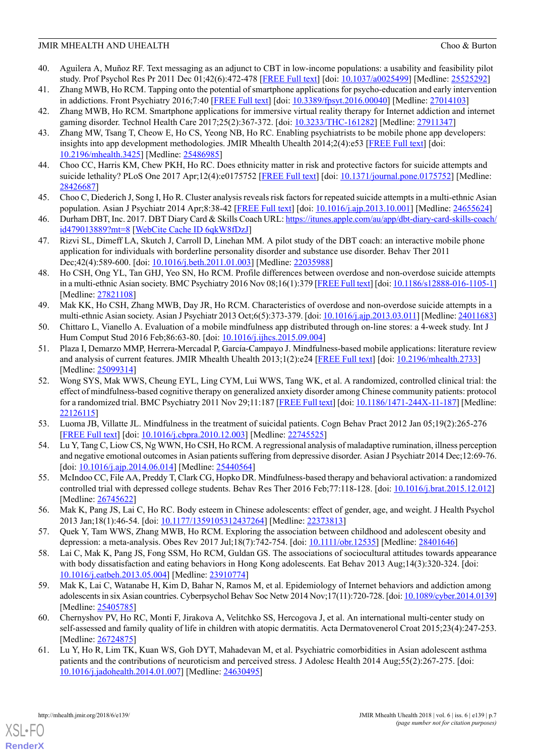40. Aguilera A, Muñoz RF. Text messaging as an adjunct to CBT in low-income populations: a usability and feasibility pilot study. Prof Psychol Res Pr 2011 Dec 01;42(6):472-478 [FREE Full text] [doi: 10.1037/a0025499] [Medline: 25525292]
41. Zhang MWB, Ho RCM. Tapping onto the potential of smartphone applications for psycho-education and early intervention in addictions. Front Psychiatry 2016;7:40 [FREE Full text] [doi: 10.3389/fpsyt.2016.00040] [Medline: 27014103]
42. Zhang MWB, Ho RCM. Smartphone applications for immersive virtual reality therapy for Internet addiction and internet gaming disorder. Technol Health Care 2017;25(2):367-372. [doi: 10.3233/THC-161282] [Medline: 27911347]
43. Zhang MW, Tsang T, Cheow E, Ho CS, Yeong NB, Ho RC. Enabling psychiatrists to be mobile phone app developers: insights into app development methodologies. JMIR Mhealth Uhealth 2014;2(4):e53 [FREE Full text] [doi: 10.2196/mhealth.3425] [Medline: 25486985]
44. Choo CC, Harris KM, Chew PKH, Ho RC. Does ethnicity matter in risk and protective factors for suicide attempts and suicide lethality? PLoS One 2017 Apr;12(4):e0175752 [FREE Full text] [doi: 10.1371/journal.pone.0175752] [Medline: 28426687]
45. Choo C, Diederich J, Song I, Ho R. Cluster analysis reveals risk factors for repeated suicide attempts in a multi-ethnic Asian population. Asian J Psychiatr 2014 Apr;8:38-42 [FREE Full text] [doi: 10.1016/j.ajp.2013.10.001] [Medline: 24655624]
46. Durham DBT, Inc. 2017. DBT Diary Card & Skills Coach URL: https://itunes.apple.com/au/app/dbt-diary-card-skills-coach/id479013889?mt=8 [WebCite Cache ID 6qkW8fDzJ]
47. Rizvi SL, Dimeff LA, Skutch J, Carroll D, Linehan MM. A pilot study of the DBT coach: an interactive mobile phone application for individuals with borderline personality disorder and substance use disorder. Behav Ther 2011 Dec;42(4):589-600. [doi: 10.1016/j.beth.2011.01.003] [Medline: 22035988]
48. Ho CSH, Ong YL, Tan GHJ, Yeo SN, Ho RCM. Profile differences between overdose and non-overdose suicide attempts in a multi-ethnic Asian society. BMC Psychiatry 2016 Nov 08;16(1):379 [FREE Full text] [doi: 10.1186/s12888-016-1105-1] [Medline: 27821108]
49. Mak KK, Ho CSH, Zhang MWB, Day JR, Ho RCM. Characteristics of overdose and non-overdose suicide attempts in a multi-ethnic Asian society. Asian J Psychiatr 2013 Oct;6(5):373-379. [doi: 10.1016/j.ajp.2013.03.011] [Medline: 24011683]
50. Chittaro L, Vianello A. Evaluation of a mobile mindfulness app distributed through on-line stores: a 4-week study. Int J Hum Comput Stud 2016 Feb;86:63-80. [doi: 10.1016/j.ijhcs.2015.09.004]
51. Plaza I, Demarzo MMP, Herrera-Mercadal P, García-Campayo J. Mindfulness-based mobile applications: literature review and analysis of current features. JMIR Mhealth Uhealth 2013;1(2):e24 [FREE Full text] [doi: 10.2196/mhealth.2733] [Medline: 25099314]
52. Wong SYS, Mak WWS, Cheung EYL, Ling CYM, Lui WWS, Tang WK, et al. A randomized, controlled clinical trial: the effect of mindfulness-based cognitive therapy on generalized anxiety disorder among Chinese community patients: protocol for a randomized trial. BMC Psychiatry 2011 Nov 29;11:187 [FREE Full text] [doi: 10.1186/1471-244X-11-187] [Medline: 22126115]
53. Luoma JB, Villatte JL. Mindfulness in the treatment of suicidal patients. Cogn Behav Pract 2012 Jan 05;19(2):265-276 [FREE Full text] [doi: 10.1016/j.cbpra.2010.12.003] [Medline: 22745525]
54. Lu Y, Tang C, Liow CS, Ng WWN, Ho CSH, Ho RCM. A regressional analysis of maladaptive rumination, illness perception and negative emotional outcomes in Asian patients suffering from depressive disorder. Asian J Psychiatr 2014 Dec;12:69-76. [doi: 10.1016/j.ajp.2014.06.014] [Medline: 25440564]
55. McIndoo CC, File AA, Preddy T, Clark CG, Hopko DR. Mindfulness-based therapy and behavioral activation: a randomized controlled trial with depressed college students. Behav Res Ther 2016 Feb;77:118-128. [doi: 10.1016/j.brat.2015.12.012] [Medline: 26745622]
56. Mak K, Pang JS, Lai C, Ho RC. Body esteem in Chinese adolescents: effect of gender, age, and weight. J Health Psychol 2013 Jan;18(1):46-54. [doi: 10.1177/1359105312437264] [Medline: 22373813]
57. Quek Y, Tam WWS, Zhang MWB, Ho RCM. Exploring the association between childhood and adolescent obesity and depression: a meta-analysis. Obes Rev 2017 Jul;18(7):742-754. [doi: 10.1111/obr.12535] [Medline: 28401646]
58. Lai C, Mak K, Pang JS, Fong SSM, Ho RCM, Guldan GS. The associations of sociocultural attitudes towards appearance with body dissatisfaction and eating behaviors in Hong Kong adolescents. Eat Behav 2013 Aug;14(3):320-324. [doi: 10.1016/j.eatbeh.2013.05.004] [Medline: 23910774]
59. Mak K, Lai C, Watanabe H, Kim D, Bahar N, Ramos M, et al. Epidemiology of Internet behaviors and addiction among adolescents in six Asian countries. Cyberpsychol Behav Soc Netw 2014 Nov;17(11):720-728. [doi: 10.1089/cyber.2014.0139] [Medline: 25405785]
60. Chernyshov PV, Ho RC, Monti F, Jirakova A, Velitchko SS, Hercogova J, et al. An international multi-center study on self-assessed and family quality of life in children with atopic dermatitis. Acta Dermatovenerol Croat 2015;23(4):247-253. [Medline: 26724875]
61. Lu Y, Ho R, Lim TK, Kuan WS, Goh DYT, Mahadevan M, et al. Psychiatric comorbidities in Asian adolescent asthma patients and the contributions of neuroticism and perceived stress. J Adolesc Health 2014 Aug;55(2):267-275. [doi: 10.1016/j.jadohealth.2014.01.007] [Medline: 24630495]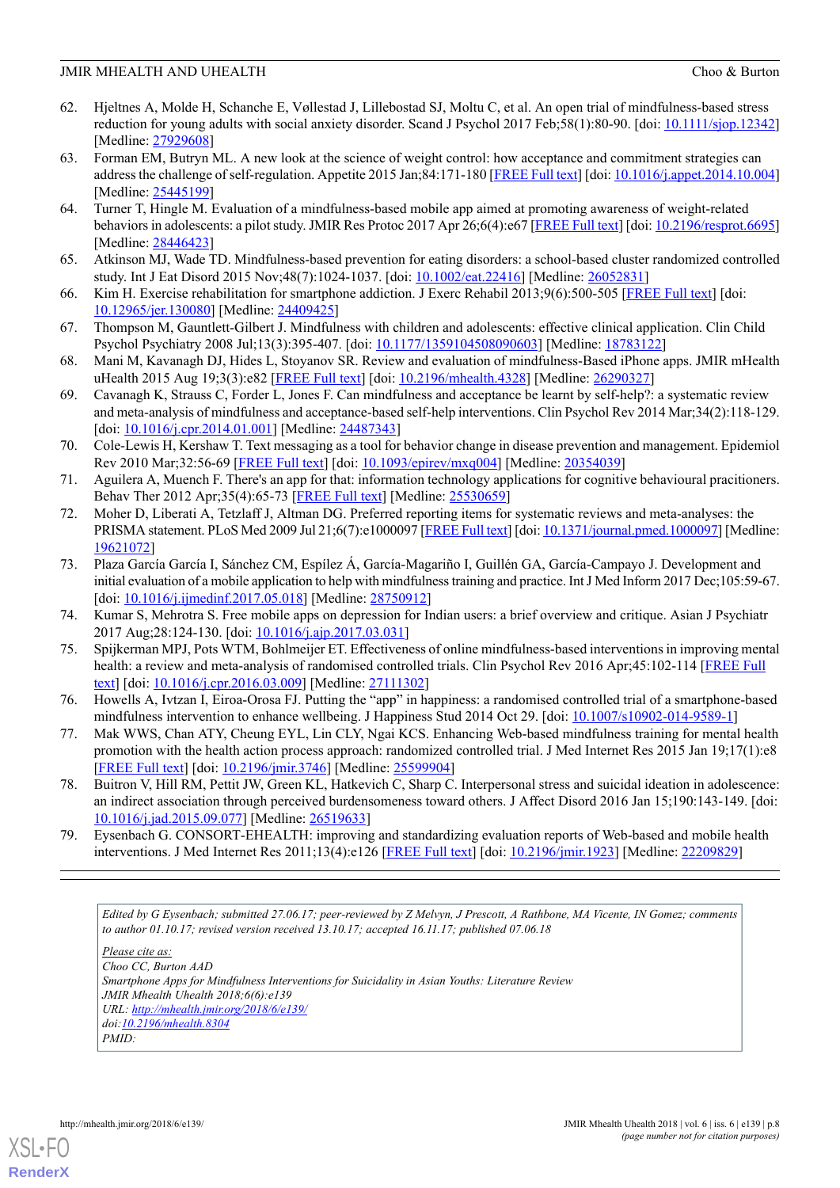62. Hjeltnes A, Molde H, Schanche E, Vøllestad J, Lillebostad SJ, Moltu C, et al. An open trial of mindfulness-based stress reduction for young adults with social anxiety disorder. Scand J Psychol 2017 Feb;58(1):80-90. [doi: 10.1111/sjop.12342] [Medline: 27929608]
63. Forman EM, Butryn ML. A new look at the science of weight control: how acceptance and commitment strategies can address the challenge of self-regulation. Appetite 2015 Jan;84:171-180 [FREE Full text] [doi: 10.1016/j.appet.2014.10.004] [Medline: 25445199]
64. Turner T, Hingle M. Evaluation of a mindfulness-based mobile app aimed at promoting awareness of weight-related behaviors in adolescents: a pilot study. JMIR Res Protoc 2017 Apr 26;6(4):e67 [FREE Full text] [doi: 10.2196/resprot.6695] [Medline: 28446423]
65. Atkinson MJ, Wade TD. Mindfulness-based prevention for eating disorders: a school-based cluster randomized controlled study. Int J Eat Disord 2015 Nov;48(7):1024-1037. [doi: 10.1002/eat.22416] [Medline: 26052831]
66. Kim H. Exercise rehabilitation for smartphone addiction. J Exerc Rehabil 2013;9(6):500-505 [FREE Full text] [doi: 10.12965/jer.130080] [Medline: 24409425]
67. Thompson M, Gauntlett-Gilbert J. Mindfulness with children and adolescents: effective clinical application. Clin Child Psychol Psychiatry 2008 Jul;13(3):395-407. [doi: 10.1177/1359104508090603] [Medline: 18783122]
68. Mani M, Kavanagh DJ, Hides L, Stoyanov SR. Review and evaluation of mindfulness-Based iPhone apps. JMIR mHealth uHealth 2015 Aug 19;3(3):e82 [FREE Full text] [doi: 10.2196/mhealth.4328] [Medline: 26290327]
69. Cavanagh K, Strauss C, Forder L, Jones F. Can mindfulness and acceptance be learnt by self-help?: a systematic review and meta-analysis of mindfulness and acceptance-based self-help interventions. Clin Psychol Rev 2014 Mar;34(2):118-129. [doi: 10.1016/j.cpr.2014.01.001] [Medline: 24487343]
70. Cole-Lewis H, Kershaw T. Text messaging as a tool for behavior change in disease prevention and management. Epidemiol Rev 2010 Mar;32:56-69 [FREE Full text] [doi: 10.1093/epirev/mxq004] [Medline: 20354039]
71. Aguilera A, Muench F. There's an app for that: information technology applications for cognitive behavioural practitioners. Behav Ther 2012 Apr;35(4):65-73 [FREE Full text] [Medline: 25530659]
72. Moher D, Liberati A, Tetzlaff J, Altman DG. Preferred reporting items for systematic reviews and meta-analyses: the PRISMA statement. PLoS Med 2009 Jul 21;6(7):e1000097 [FREE Full text] [doi: 10.1371/journal.pmed.1000097] [Medline: 19621072]
73. Plaza García García I, Sánchez CM, Espílez Á, García-Magariño I, Guillén GA, García-Campayo J. Development and initial evaluation of a mobile application to help with mindfulness training and practice. Int J Med Inform 2017 Dec;105:59-67. [doi: 10.1016/j.ijmedinf.2017.05.018] [Medline: 28750912]
74. Kumar S, Mehrotra S. Free mobile apps on depression for Indian users: a brief overview and critique. Asian J Psychiatr 2017 Aug;28:124-130. [doi: 10.1016/j.ajp.2017.03.031]
75. Spijkerman MPJ, Pots WTM, Bohlmeijer ET. Effectiveness of online mindfulness-based interventions in improving mental health: a review and meta-analysis of randomised controlled trials. Clin Psychol Rev 2016 Apr;45:102-114 [FREE Full text] [doi: 10.1016/j.cpr.2016.03.009] [Medline: 27111302]
76. Howells A, Ivtzan I, Eiroa-Orosa FJ. Putting the "app" in happiness: a randomised controlled trial of a smartphone-based mindfulness intervention to enhance wellbeing. J Happiness Stud 2014 Oct 29. [doi: 10.1007/s10902-014-9589-1]
77. Mak WWS, Chan ATY, Cheung EYL, Lin CLY, Ngai KCS. Enhancing Web-based mindfulness training for mental health promotion with the health action process approach: randomized controlled trial. J Med Internet Res 2015 Jan 19;17(1):e8 [FREE Full text] [doi: 10.2196/jmir.3746] [Medline: 25599904]
78. Buitron V, Hill RM, Pettit JW, Green KL, Hatkevich C, Sharp C. Interpersonal stress and suicidal ideation in adolescence: an indirect association through perceived burdensomeness toward others. J Affect Disord 2016 Jan 15;190:143-149. [doi: 10.1016/j.jad.2015.09.077] [Medline: 26519633]
79. Eysenbach G. CONSORT-EHEALTH: improving and standardizing evaluation reports of Web-based and mobile health interventions. J Med Internet Res 2011;13(4):e126 [FREE Full text] [doi: 10.2196/jmir.1923] [Medline: 22209829]

---

*Edited by G Eysenbach; submitted 27.06.17; peer-reviewed by Z Melvyn, J Prescott, A Rathbone, MA Vicente, IN Gomez; comments to author 01.10.17; revised version received 13.10.17; accepted 16.11.17; published 07.06.18*

*Please cite as:*
*Choo CC, Burton AAD*
*Smartphone Apps for Mindfulness Interventions for Suicidality in Asian Youths: Literature Review*
*JMIR Mhealth Uhealth 2018;6(6):e139*
*URL: http://mhealth.jmir.org/2018/6/e139/*
*doi:10.2196/mhealth.8304*
*PMID:*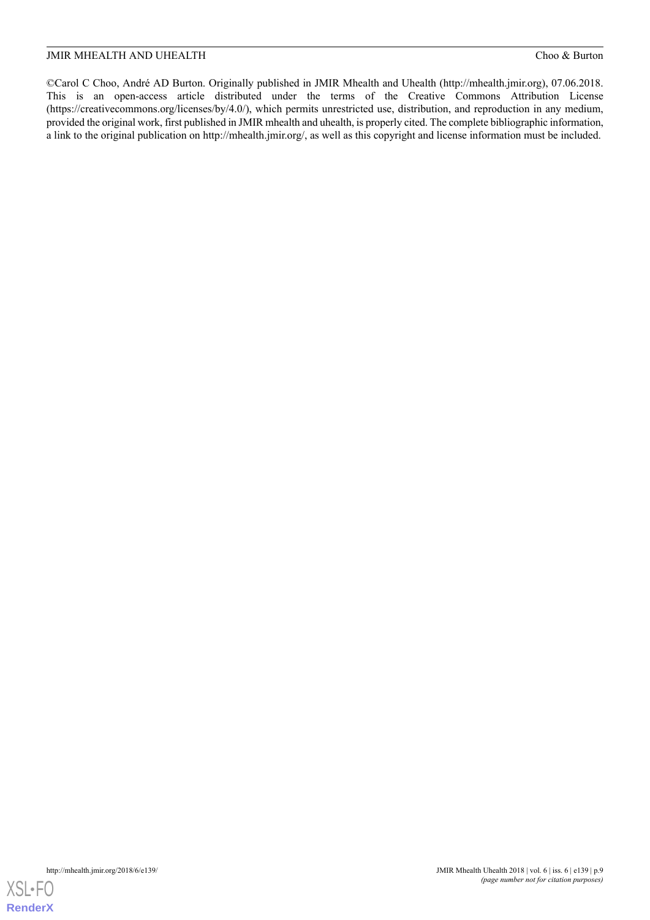©Carol C Choo, André AD Burton. Originally published in JMIR Mhealth and Uhealth (http://mhealth.jmir.org), 07.06.2018. This is an open-access article distributed under the terms of the Creative Commons Attribution License (https://creativecommons.org/licenses/by/4.0/), which permits unrestricted use, distribution, and reproduction in any medium, provided the original work, first published in JMIR mhealth and uhealth, is properly cited. The complete bibliographic information, a link to the original publication on http://mhealth.jmir.org/, as well as this copyright and license information must be included.